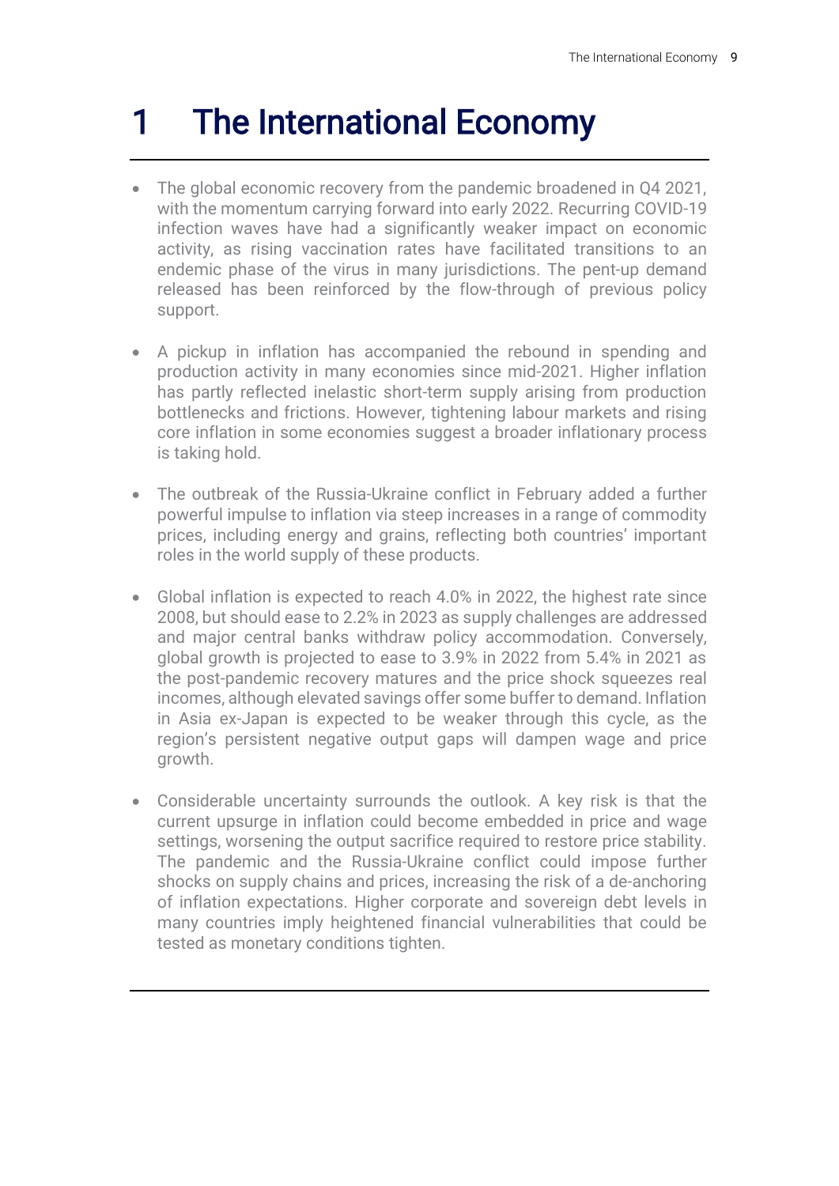# 1 The International Economy

- The global economic recovery from the pandemic broadened in Q4 2021, with the momentum carrying forward into early 2022. Recurring COVID-19 infection waves have had a significantly weaker impact on economic activity, as rising vaccination rates have facilitated transitions to an endemic phase of the virus in many jurisdictions. The pent-up demand released has been reinforced by the flow-through of previous policy support.

- A pickup in inflation has accompanied the rebound in spending and production activity in many economies since mid-2021. Higher inflation has partly reflected inelastic short-term supply arising from production bottlenecks and frictions. However, tightening labour markets and rising core inflation in some economies suggest a broader inflationary process is taking hold.

- The outbreak of the Russia-Ukraine conflict in February added a further powerful impulse to inflation via steep increases in a range of commodity prices, including energy and grains, reflecting both countries' important roles in the world supply of these products.

- Global inflation is expected to reach 4.0% in 2022, the highest rate since 2008, but should ease to 2.2% in 2023 as supply challenges are addressed and major central banks withdraw policy accommodation. Conversely, global growth is projected to ease to 3.9% in 2022 from 5.4% in 2021 as the post-pandemic recovery matures and the price shock squeezes real incomes, although elevated savings offer some buffer to demand. Inflation in Asia ex-Japan is expected to be weaker through this cycle, as the region's persistent negative output gaps will dampen wage and price growth.

- Considerable uncertainty surrounds the outlook. A key risk is that the current upsurge in inflation could become embedded in price and wage settings, worsening the output sacrifice required to restore price stability. The pandemic and the Russia-Ukraine conflict could impose further shocks on supply chains and prices, increasing the risk of a de-anchoring of inflation expectations. Higher corporate and sovereign debt levels in many countries imply heightened financial vulnerabilities that could be tested as monetary conditions tighten.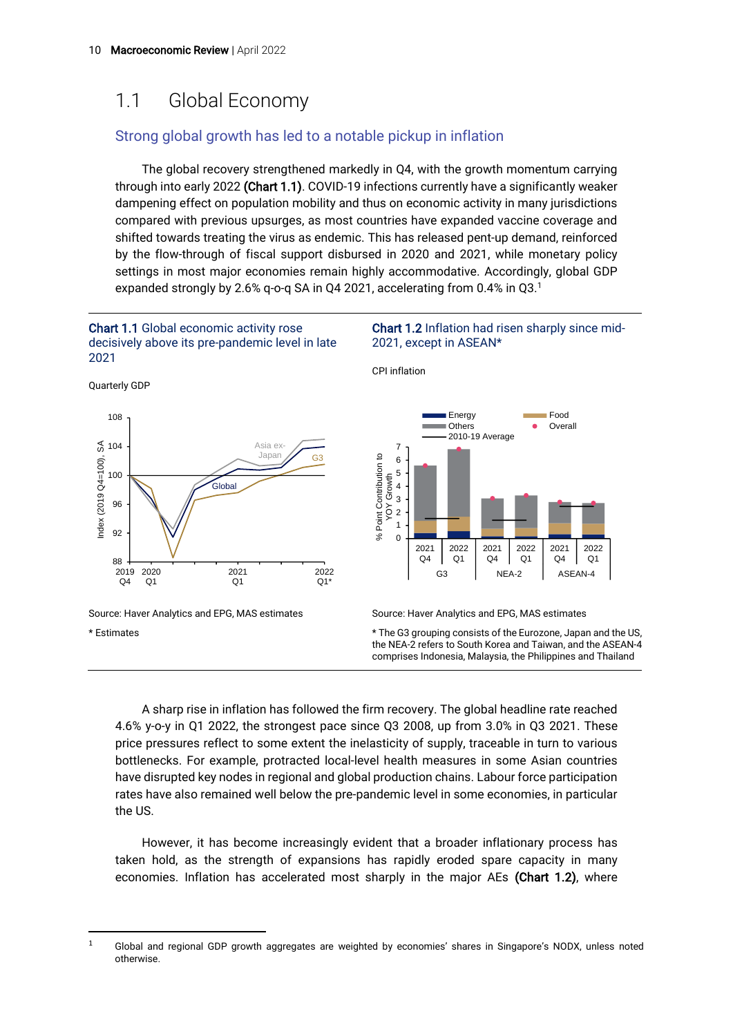## 1.1 Global Economy

### Strong global growth has led to a notable pickup in inflation

The global recovery strengthened markedly in Q4, with the growth momentum carrying through into early 2022 **(Chart 1.1)**. COVID-19 infections currently have a significantly weaker dampening effect on population mobility and thus on economic activity in many jurisdictions compared with previous upsurges, as most countries have expanded vaccine coverage and shifted towards treating the virus as endemic. This has released pent-up demand, reinforced by the flow-through of fiscal support disbursed in 2020 and 2021, while monetary policy settings in most major economies remain highly accommodative. Accordingly, global GDP expanded strongly by 2.6% q-o-q SA in Q4 2021, accelerating from 0.4% in Q3.[1]

**Chart 1.1** Global economic activity rose decisively above its pre-pandemic level in late 2021

Quarterly GDP

Source: Haver Analytics and EPG, MAS estimates

\* Estimates

**Chart 1.2** Inflation had risen sharply since mid-2021, except in ASEAN*

CPI inflation

Source: Haver Analytics and EPG, MAS estimates

\* The G3 grouping consists of the Eurozone, Japan and the US, the NEA-2 refers to South Korea and Taiwan, and the ASEAN-4 comprises Indonesia, Malaysia, the Philippines and Thailand

A sharp rise in inflation has followed the firm recovery. The global headline rate reached 4.6% y-o-y in Q1 2022, the strongest pace since Q3 2008, up from 3.0% in Q3 2021. These price pressures reflect to some extent the inelasticity of supply, traceable in turn to various bottlenecks. For example, protracted local-level health measures in some Asian countries have disrupted key nodes in regional and global production chains. Labour force participation rates have also remained well below the pre-pandemic level in some economies, in particular the US.

However, it has become increasingly evident that a broader inflationary process has taken hold, as the strength of expansions has rapidly eroded spare capacity in many economies. Inflation has accelerated most sharply in the major AEs **(Chart 1.2)**, where

[1] Global and regional GDP growth aggregates are weighted by economies' shares in Singapore's NODX, unless noted otherwise.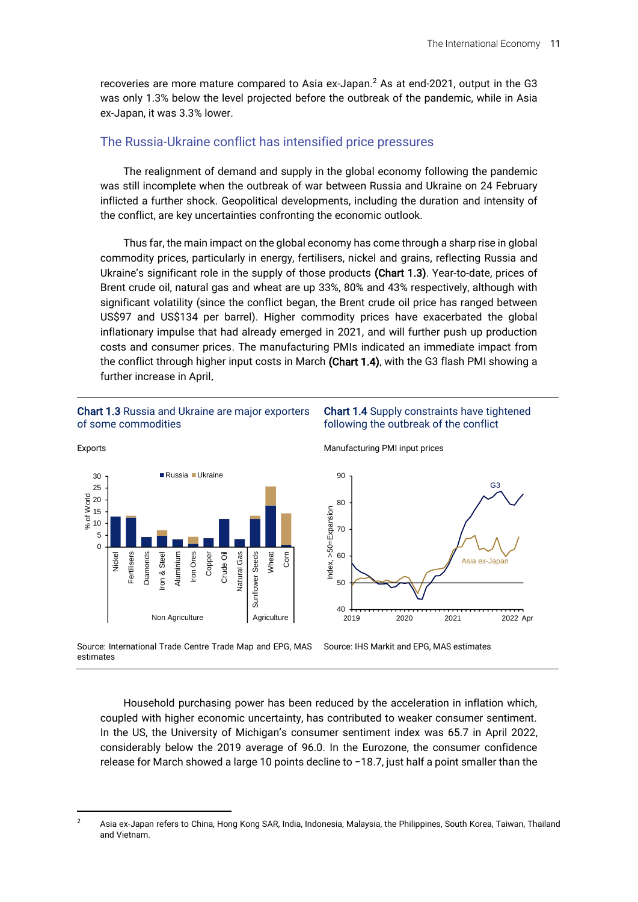recoveries are more mature compared to Asia ex-Japan.[2] As at end-2021, output in the G3 was only 1.3% below the level projected before the outbreak of the pandemic, while in Asia ex-Japan, it was 3.3% lower.

## The Russia-Ukraine conflict has intensified price pressures

The realignment of demand and supply in the global economy following the pandemic was still incomplete when the outbreak of war between Russia and Ukraine on 24 February inflicted a further shock. Geopolitical developments, including the duration and intensity of the conflict, are key uncertainties confronting the economic outlook.

Thus far, the main impact on the global economy has come through a sharp rise in global commodity prices, particularly in energy, fertilisers, nickel and grains, reflecting Russia and Ukraine's significant role in the supply of those products **(Chart 1.3)**. Year-to-date, prices of Brent crude oil, natural gas and wheat are up 33%, 80% and 43% respectively, although with significant volatility (since the conflict began, the Brent crude oil price has ranged between US$97 and US$134 per barrel). Higher commodity prices have exacerbated the global inflationary impulse that had already emerged in 2021, and will further push up production costs and consumer prices. The manufacturing PMIs indicated an immediate impact from the conflict through higher input costs in March **(Chart 1.4)**, with the G3 flash PMI showing a further increase in April.

**Chart 1.3** Russia and Ukraine are major exporters of some commodities

Exports

Source: International Trade Centre Trade Map and EPG, MAS estimates

**Chart 1.4** Supply constraints have tightened following the outbreak of the conflict

Manufacturing PMI input prices

Source: IHS Markit and EPG, MAS estimates

Household purchasing power has been reduced by the acceleration in inflation which, coupled with higher economic uncertainty, has contributed to weaker consumer sentiment. In the US, the University of Michigan's consumer sentiment index was 65.7 in April 2022, considerably below the 2019 average of 96.0. In the Eurozone, the consumer confidence release for March showed a large 10 points decline to −18.7, just half a point smaller than the

[2] Asia ex-Japan refers to China, Hong Kong SAR, India, Indonesia, Malaysia, the Philippines, South Korea, Taiwan, Thailand and Vietnam.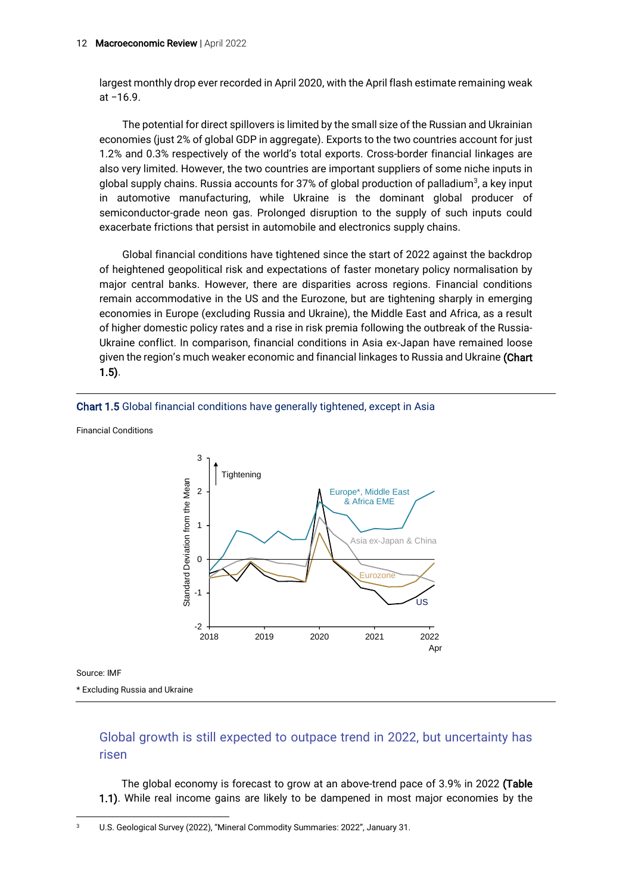largest monthly drop ever recorded in April 2020, with the April flash estimate remaining weak at −16.9.

The potential for direct spillovers is limited by the small size of the Russian and Ukrainian economies (just 2% of global GDP in aggregate). Exports to the two countries account for just 1.2% and 0.3% respectively of the world's total exports. Cross-border financial linkages are also very limited. However, the two countries are important suppliers of some niche inputs in global supply chains. Russia accounts for 37% of global production of palladium[3], a key input in automotive manufacturing, while Ukraine is the dominant global producer of semiconductor-grade neon gas. Prolonged disruption to the supply of such inputs could exacerbate frictions that persist in automobile and electronics supply chains.

Global financial conditions have tightened since the start of 2022 against the backdrop of heightened geopolitical risk and expectations of faster monetary policy normalisation by major central banks. However, there are disparities across regions. Financial conditions remain accommodative in the US and the Eurozone, but are tightening sharply in emerging economies in Europe (excluding Russia and Ukraine), the Middle East and Africa, as a result of higher domestic policy rates and a rise in risk premia following the outbreak of the Russia-Ukraine conflict. In comparison, financial conditions in Asia ex-Japan have remained loose given the region's much weaker economic and financial linkages to Russia and Ukraine **(Chart 1.5)**.

**Chart 1.5** Global financial conditions have generally tightened, except in Asia

Financial Conditions

Source: IMF

* Excluding Russia and Ukraine

## Global growth is still expected to outpace trend in 2022, but uncertainty has risen

The global economy is forecast to grow at an above-trend pace of 3.9% in 2022 **(Table 1.1)**. While real income gains are likely to be dampened in most major economies by the

[3] U.S. Geological Survey (2022), "Mineral Commodity Summaries: 2022", January 31.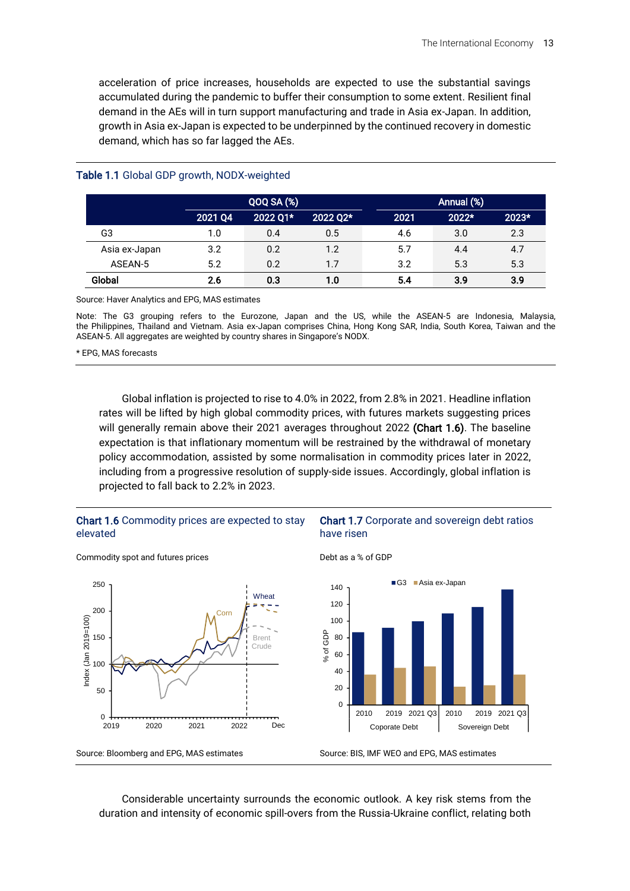acceleration of price increases, households are expected to use the substantial savings accumulated during the pandemic to buffer their consumption to some extent. Resilient final demand in the AEs will in turn support manufacturing and trade in Asia ex-Japan. In addition, growth in Asia ex-Japan is expected to be underpinned by the continued recovery in domestic demand, which has so far lagged the AEs.

**Table 1.1** Global GDP growth, NODX-weighted

| | QOQ SA (%) | | | Annual (%) | | |
|---|---|---|---|---|---|---|
| | 2021 Q4 | 2022 Q1* | 2022 Q2* | 2021 | 2022* | 2023* |
| G3 | 1.0 | 0.4 | 0.5 | 4.6 | 3.0 | 2.3 |
| Asia ex-Japan | 3.2 | 0.2 | 1.2 | 5.7 | 4.4 | 4.7 |
| ASEAN-5 | 5.2 | 0.2 | 1.7 | 3.2 | 5.3 | 5.3 |
| **Global** | **2.6** | **0.3** | **1.0** | **5.4** | **3.9** | **3.9** |

Source: Haver Analytics and EPG, MAS estimates

Note: The G3 grouping refers to the Eurozone, Japan and the US, while the ASEAN-5 are Indonesia, Malaysia, the Philippines, Thailand and Vietnam. Asia ex-Japan comprises China, Hong Kong SAR, India, South Korea, Taiwan and the ASEAN-5. All aggregates are weighted by country shares in Singapore's NODX.

* EPG, MAS forecasts

Global inflation is projected to rise to 4.0% in 2022, from 2.8% in 2021. Headline inflation rates will be lifted by high global commodity prices, with futures markets suggesting prices will generally remain above their 2021 averages throughout 2022 **(Chart 1.6)**. The baseline expectation is that inflationary momentum will be restrained by the withdrawal of monetary policy accommodation, assisted by some normalisation in commodity prices later in 2022, including from a progressive resolution of supply-side issues. Accordingly, global inflation is projected to fall back to 2.2% in 2023.

**Chart 1.6** Commodity prices are expected to stay elevated

Commodity spot and futures prices

Source: Bloomberg and EPG, MAS estimates

**Chart 1.7** Corporate and sovereign debt ratios have risen

Debt as a % of GDP

Source: BIS, IMF WEO and EPG, MAS estimates

Considerable uncertainty surrounds the economic outlook. A key risk stems from the duration and intensity of economic spill-overs from the Russia-Ukraine conflict, relating both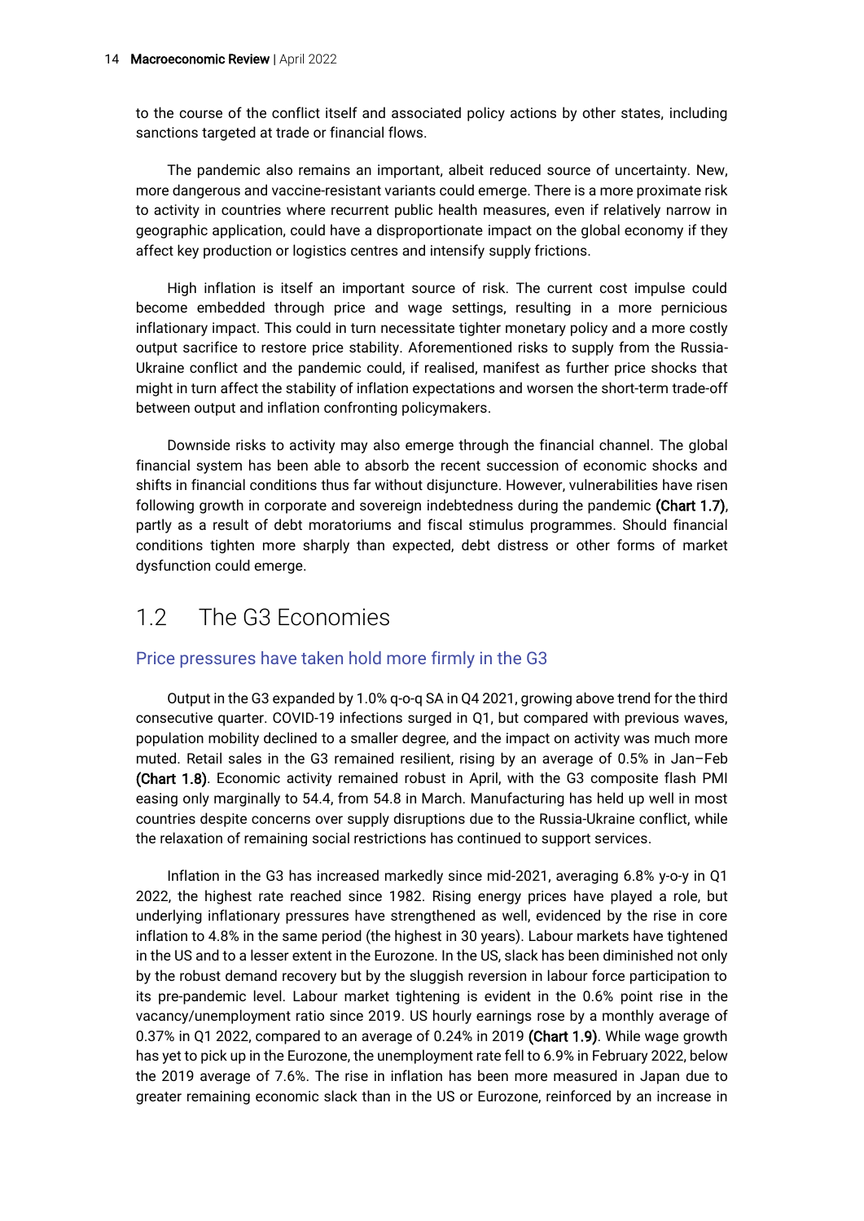to the course of the conflict itself and associated policy actions by other states, including sanctions targeted at trade or financial flows.

The pandemic also remains an important, albeit reduced source of uncertainty. New, more dangerous and vaccine-resistant variants could emerge. There is a more proximate risk to activity in countries where recurrent public health measures, even if relatively narrow in geographic application, could have a disproportionate impact on the global economy if they affect key production or logistics centres and intensify supply frictions.

High inflation is itself an important source of risk. The current cost impulse could become embedded through price and wage settings, resulting in a more pernicious inflationary impact. This could in turn necessitate tighter monetary policy and a more costly output sacrifice to restore price stability. Aforementioned risks to supply from the Russia-Ukraine conflict and the pandemic could, if realised, manifest as further price shocks that might in turn affect the stability of inflation expectations and worsen the short-term trade-off between output and inflation confronting policymakers.

Downside risks to activity may also emerge through the financial channel. The global financial system has been able to absorb the recent succession of economic shocks and shifts in financial conditions thus far without disjuncture. However, vulnerabilities have risen following growth in corporate and sovereign indebtedness during the pandemic **(Chart 1.7)**, partly as a result of debt moratoriums and fiscal stimulus programmes. Should financial conditions tighten more sharply than expected, debt distress or other forms of market dysfunction could emerge.

## 1.2 The G3 Economies

### Price pressures have taken hold more firmly in the G3

Output in the G3 expanded by 1.0% q-o-q SA in Q4 2021, growing above trend for the third consecutive quarter. COVID-19 infections surged in Q1, but compared with previous waves, population mobility declined to a smaller degree, and the impact on activity was much more muted. Retail sales in the G3 remained resilient, rising by an average of 0.5% in Jan–Feb **(Chart 1.8)**. Economic activity remained robust in April, with the G3 composite flash PMI easing only marginally to 54.4, from 54.8 in March. Manufacturing has held up well in most countries despite concerns over supply disruptions due to the Russia-Ukraine conflict, while the relaxation of remaining social restrictions has continued to support services.

Inflation in the G3 has increased markedly since mid-2021, averaging 6.8% y-o-y in Q1 2022, the highest rate reached since 1982. Rising energy prices have played a role, but underlying inflationary pressures have strengthened as well, evidenced by the rise in core inflation to 4.8% in the same period (the highest in 30 years). Labour markets have tightened in the US and to a lesser extent in the Eurozone. In the US, slack has been diminished not only by the robust demand recovery but by the sluggish reversion in labour force participation to its pre-pandemic level. Labour market tightening is evident in the 0.6% point rise in the vacancy/unemployment ratio since 2019. US hourly earnings rose by a monthly average of 0.37% in Q1 2022, compared to an average of 0.24% in 2019 **(Chart 1.9)**. While wage growth has yet to pick up in the Eurozone, the unemployment rate fell to 6.9% in February 2022, below the 2019 average of 7.6%. The rise in inflation has been more measured in Japan due to greater remaining economic slack than in the US or Eurozone, reinforced by an increase in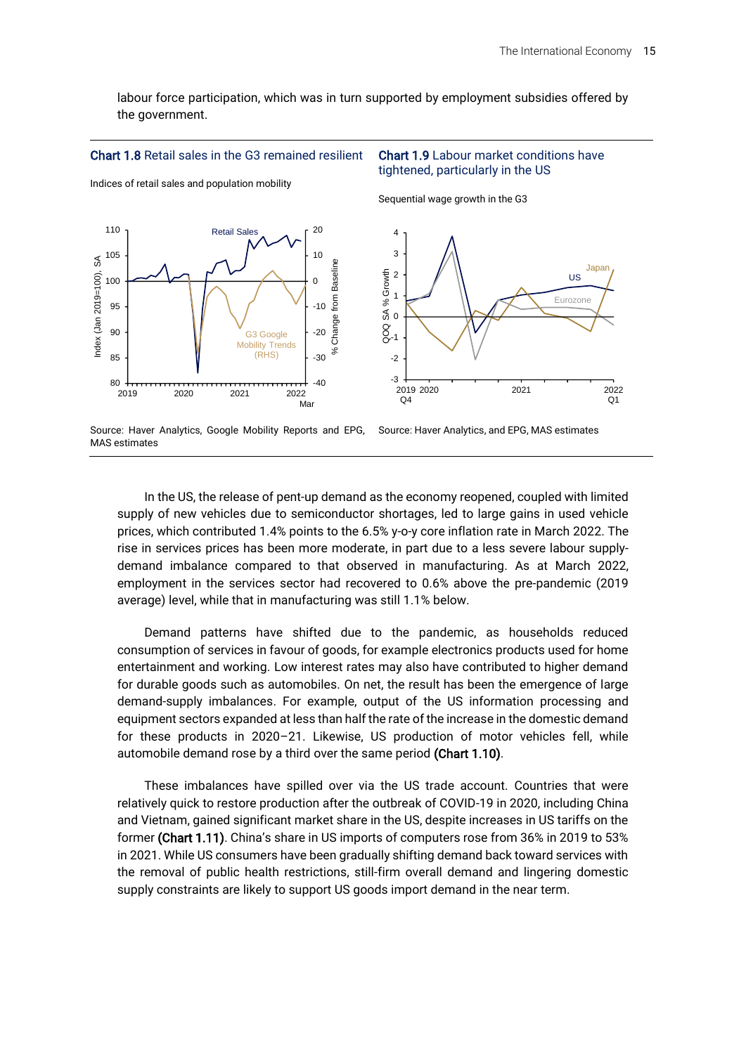labour force participation, which was in turn supported by employment subsidies offered by the government.

**Chart 1.8** Retail sales in the G3 remained resilient

Indices of retail sales and population mobility

Source: Haver Analytics, Google Mobility Reports and EPG, MAS estimates

**Chart 1.9** Labour market conditions have tightened, particularly in the US

Sequential wage growth in the G3

Source: Haver Analytics, and EPG, MAS estimates

In the US, the release of pent-up demand as the economy reopened, coupled with limited supply of new vehicles due to semiconductor shortages, led to large gains in used vehicle prices, which contributed 1.4% points to the 6.5% y-o-y core inflation rate in March 2022. The rise in services prices has been more moderate, in part due to a less severe labour supply-demand imbalance compared to that observed in manufacturing. As at March 2022, employment in the services sector had recovered to 0.6% above the pre-pandemic (2019 average) level, while that in manufacturing was still 1.1% below.

Demand patterns have shifted due to the pandemic, as households reduced consumption of services in favour of goods, for example electronics products used for home entertainment and working. Low interest rates may also have contributed to higher demand for durable goods such as automobiles. On net, the result has been the emergence of large demand-supply imbalances. For example, output of the US information processing and equipment sectors expanded at less than half the rate of the increase in the domestic demand for these products in 2020–21. Likewise, US production of motor vehicles fell, while automobile demand rose by a third over the same period **(Chart 1.10)**.

These imbalances have spilled over via the US trade account. Countries that were relatively quick to restore production after the outbreak of COVID-19 in 2020, including China and Vietnam, gained significant market share in the US, despite increases in US tariffs on the former **(Chart 1.11)**. China's share in US imports of computers rose from 36% in 2019 to 53% in 2021. While US consumers have been gradually shifting demand back toward services with the removal of public health restrictions, still-firm overall demand and lingering domestic supply constraints are likely to support US goods import demand in the near term.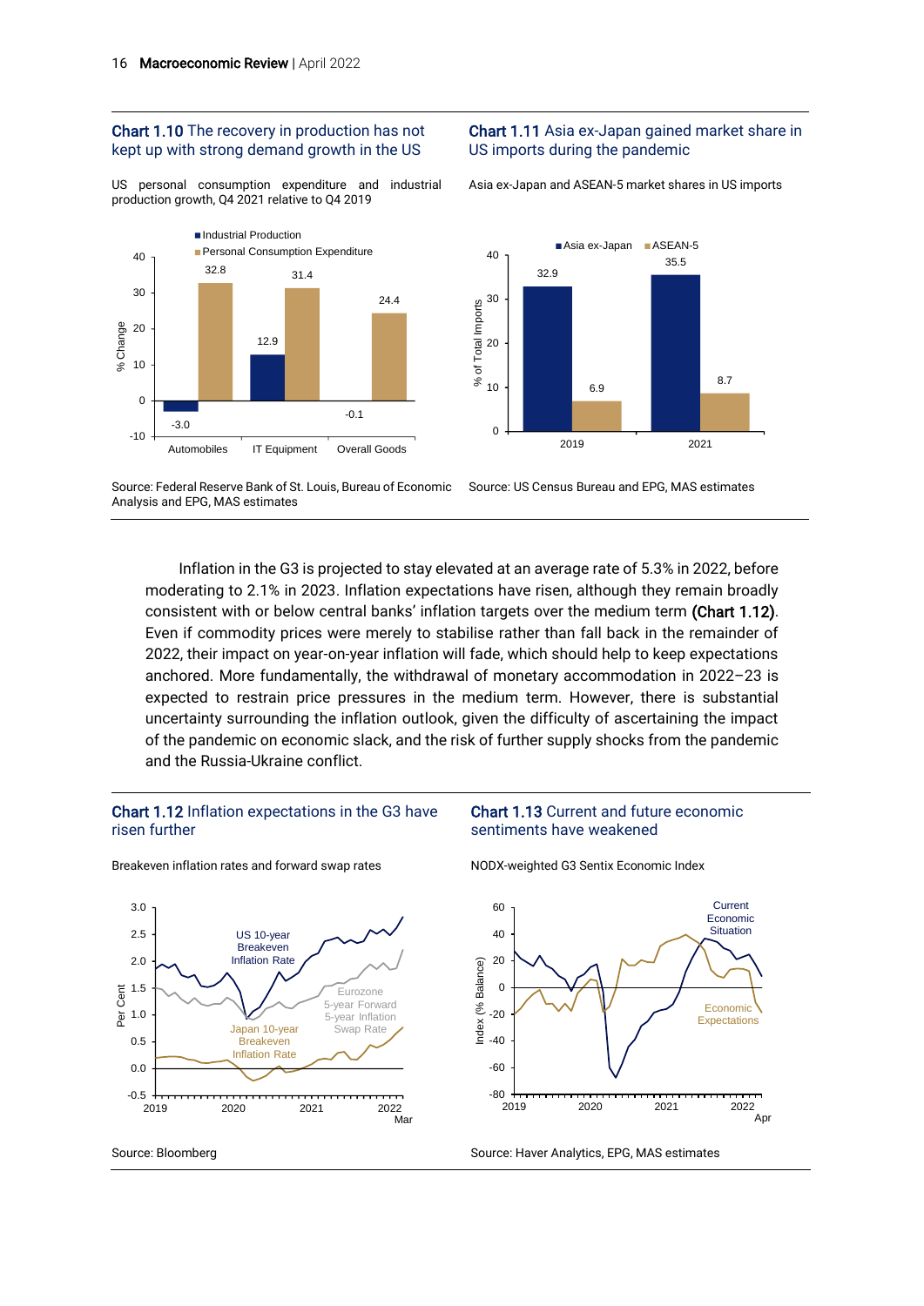**Chart 1.10** The recovery in production has not kept up with strong demand growth in the US

US personal consumption expenditure and industrial production growth, Q4 2021 relative to Q4 2019

| | Industrial Production | Personal Consumption Expenditure |
|---|---|---|
| Automobiles | -3.0 | 32.8 |
| IT Equipment | 12.9 | 31.4 |
| Overall Goods | -0.1 | 24.4 |

Source: Federal Reserve Bank of St. Louis, Bureau of Economic Analysis and EPG, MAS estimates

**Chart 1.11** Asia ex-Japan gained market share in US imports during the pandemic

Asia ex-Japan and ASEAN-5 market shares in US imports

| | Asia ex-Japan | ASEAN-5 |
|---|---|---|
| 2019 | 32.9 | 6.9 |
| 2021 | 35.5 | 8.7 |

Source: US Census Bureau and EPG, MAS estimates

Inflation in the G3 is projected to stay elevated at an average rate of 5.3% in 2022, before moderating to 2.1% in 2023. Inflation expectations have risen, although they remain broadly consistent with or below central banks' inflation targets over the medium term **(Chart 1.12)**. Even if commodity prices were merely to stabilise rather than fall back in the remainder of 2022, their impact on year-on-year inflation will fade, which should help to keep expectations anchored. More fundamentally, the withdrawal of monetary accommodation in 2022–23 is expected to restrain price pressures in the medium term. However, there is substantial uncertainty surrounding the inflation outlook, given the difficulty of ascertaining the impact of the pandemic on economic slack, and the risk of further supply shocks from the pandemic and the Russia-Ukraine conflict.

**Chart 1.12** Inflation expectations in the G3 have risen further

Breakeven inflation rates and forward swap rates

Source: Bloomberg

**Chart 1.13** Current and future economic sentiments have weakened

NODX-weighted G3 Sentix Economic Index

Source: Haver Analytics, EPG, MAS estimates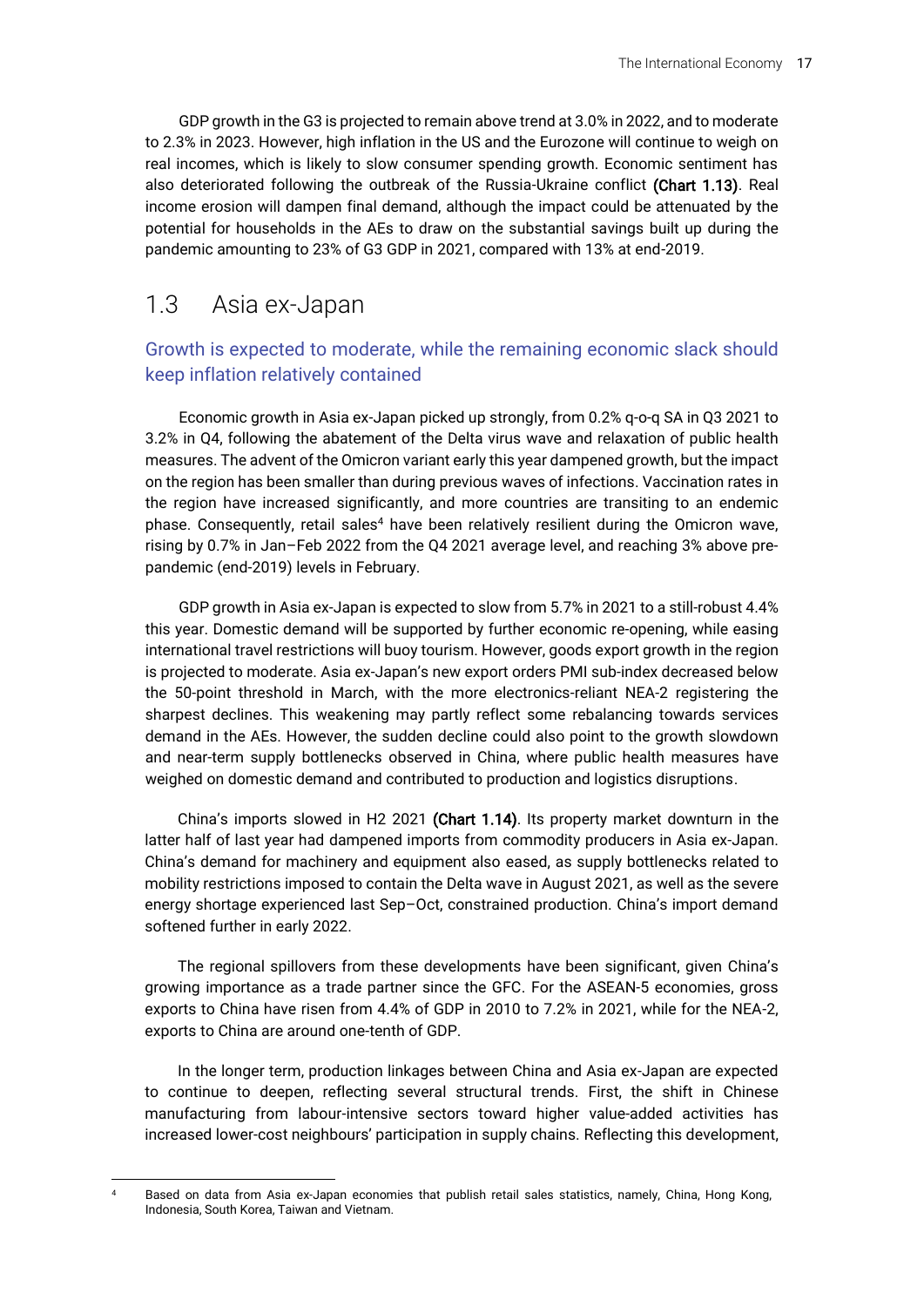GDP growth in the G3 is projected to remain above trend at 3.0% in 2022, and to moderate to 2.3% in 2023. However, high inflation in the US and the Eurozone will continue to weigh on real incomes, which is likely to slow consumer spending growth. Economic sentiment has also deteriorated following the outbreak of the Russia-Ukraine conflict **(Chart 1.13)**. Real income erosion will dampen final demand, although the impact could be attenuated by the potential for households in the AEs to draw on the substantial savings built up during the pandemic amounting to 23% of G3 GDP in 2021, compared with 13% at end-2019.

## 1.3 Asia ex-Japan

### Growth is expected to moderate, while the remaining economic slack should keep inflation relatively contained

Economic growth in Asia ex-Japan picked up strongly, from 0.2% q-o-q SA in Q3 2021 to 3.2% in Q4, following the abatement of the Delta virus wave and relaxation of public health measures. The advent of the Omicron variant early this year dampened growth, but the impact on the region has been smaller than during previous waves of infections. Vaccination rates in the region have increased significantly, and more countries are transiting to an endemic phase. Consequently, retail sales[4] have been relatively resilient during the Omicron wave, rising by 0.7% in Jan–Feb 2022 from the Q4 2021 average level, and reaching 3% above pre-pandemic (end-2019) levels in February.

GDP growth in Asia ex-Japan is expected to slow from 5.7% in 2021 to a still-robust 4.4% this year. Domestic demand will be supported by further economic re-opening, while easing international travel restrictions will buoy tourism. However, goods export growth in the region is projected to moderate. Asia ex-Japan's new export orders PMI sub-index decreased below the 50-point threshold in March, with the more electronics-reliant NEA-2 registering the sharpest declines. This weakening may partly reflect some rebalancing towards services demand in the AEs. However, the sudden decline could also point to the growth slowdown and near-term supply bottlenecks observed in China, where public health measures have weighed on domestic demand and contributed to production and logistics disruptions.

China's imports slowed in H2 2021 **(Chart 1.14)**. Its property market downturn in the latter half of last year had dampened imports from commodity producers in Asia ex-Japan. China's demand for machinery and equipment also eased, as supply bottlenecks related to mobility restrictions imposed to contain the Delta wave in August 2021, as well as the severe energy shortage experienced last Sep–Oct, constrained production. China's import demand softened further in early 2022.

The regional spillovers from these developments have been significant, given China's growing importance as a trade partner since the GFC. For the ASEAN-5 economies, gross exports to China have risen from 4.4% of GDP in 2010 to 7.2% in 2021, while for the NEA-2, exports to China are around one-tenth of GDP.

In the longer term, production linkages between China and Asia ex-Japan are expected to continue to deepen, reflecting several structural trends. First, the shift in Chinese manufacturing from labour-intensive sectors toward higher value-added activities has increased lower-cost neighbours' participation in supply chains. Reflecting this development,

---

[4] Based on data from Asia ex-Japan economies that publish retail sales statistics, namely, China, Hong Kong, Indonesia, South Korea, Taiwan and Vietnam.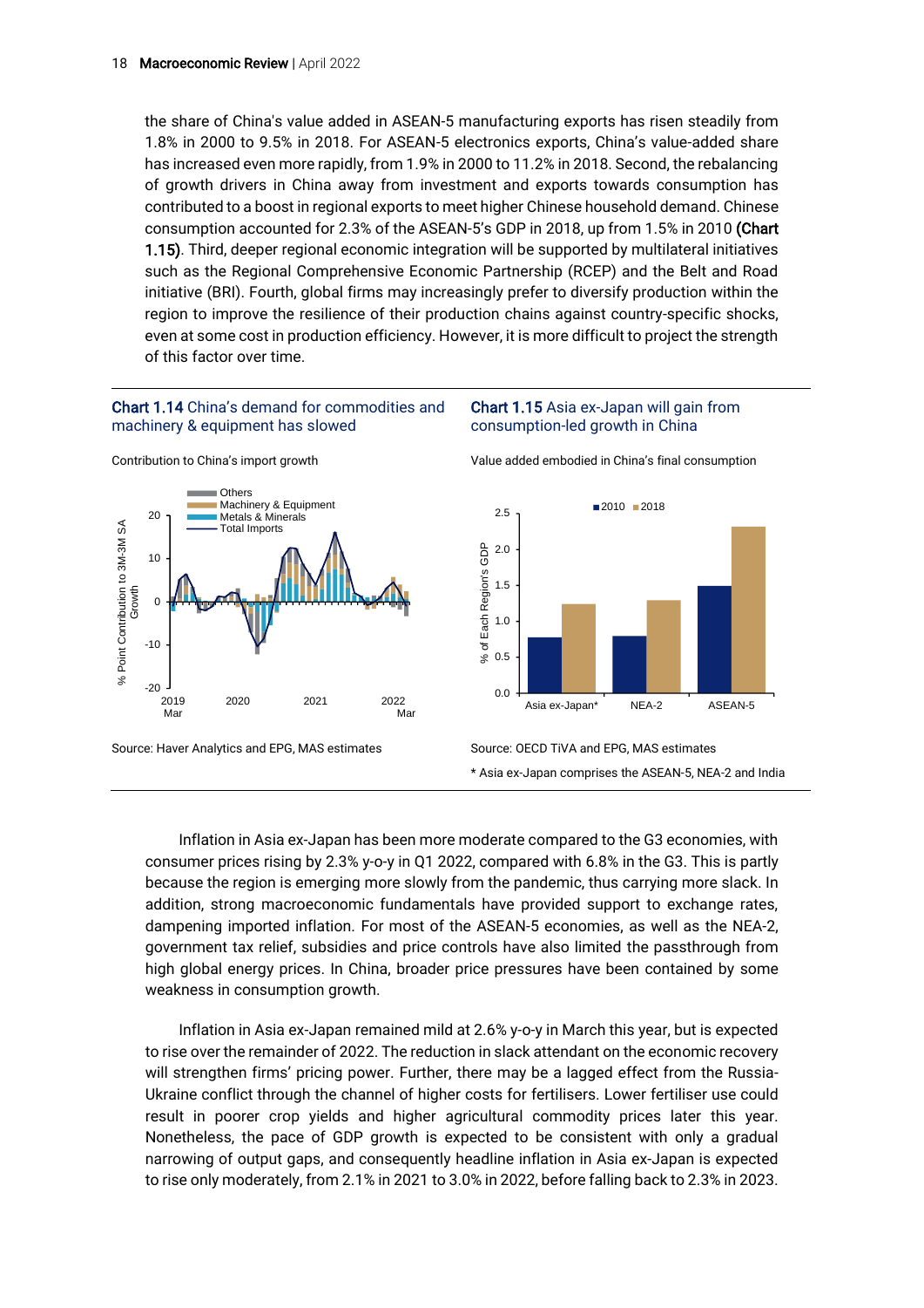the share of China's value added in ASEAN-5 manufacturing exports has risen steadily from 1.8% in 2000 to 9.5% in 2018. For ASEAN-5 electronics exports, China's value-added share has increased even more rapidly, from 1.9% in 2000 to 11.2% in 2018. Second, the rebalancing of growth drivers in China away from investment and exports towards consumption has contributed to a boost in regional exports to meet higher Chinese household demand. Chinese consumption accounted for 2.3% of the ASEAN-5's GDP in 2018, up from 1.5% in 2010 **(Chart 1.15)**. Third, deeper regional economic integration will be supported by multilateral initiatives such as the Regional Comprehensive Economic Partnership (RCEP) and the Belt and Road initiative (BRI). Fourth, global firms may increasingly prefer to diversify production within the region to improve the resilience of their production chains against country-specific shocks, even at some cost in production efficiency. However, it is more difficult to project the strength of this factor over time.

**Chart 1.14** China's demand for commodities and machinery & equipment has slowed

Contribution to China's import growth

Source: Haver Analytics and EPG, MAS estimates

**Chart 1.15** Asia ex-Japan will gain from consumption-led growth in China

Value added embodied in China's final consumption

Source: OECD TiVA and EPG, MAS estimates

\* Asia ex-Japan comprises the ASEAN-5, NEA-2 and India

Inflation in Asia ex-Japan has been more moderate compared to the G3 economies, with consumer prices rising by 2.3% y-o-y in Q1 2022, compared with 6.8% in the G3. This is partly because the region is emerging more slowly from the pandemic, thus carrying more slack. In addition, strong macroeconomic fundamentals have provided support to exchange rates, dampening imported inflation. For most of the ASEAN-5 economies, as well as the NEA-2, government tax relief, subsidies and price controls have also limited the passthrough from high global energy prices. In China, broader price pressures have been contained by some weakness in consumption growth.

Inflation in Asia ex-Japan remained mild at 2.6% y-o-y in March this year, but is expected to rise over the remainder of 2022. The reduction in slack attendant on the economic recovery will strengthen firms' pricing power. Further, there may be a lagged effect from the Russia-Ukraine conflict through the channel of higher costs for fertilisers. Lower fertiliser use could result in poorer crop yields and higher agricultural commodity prices later this year. Nonetheless, the pace of GDP growth is expected to be consistent with only a gradual narrowing of output gaps, and consequently headline inflation in Asia ex-Japan is expected to rise only moderately, from 2.1% in 2021 to 3.0% in 2022, before falling back to 2.3% in 2023.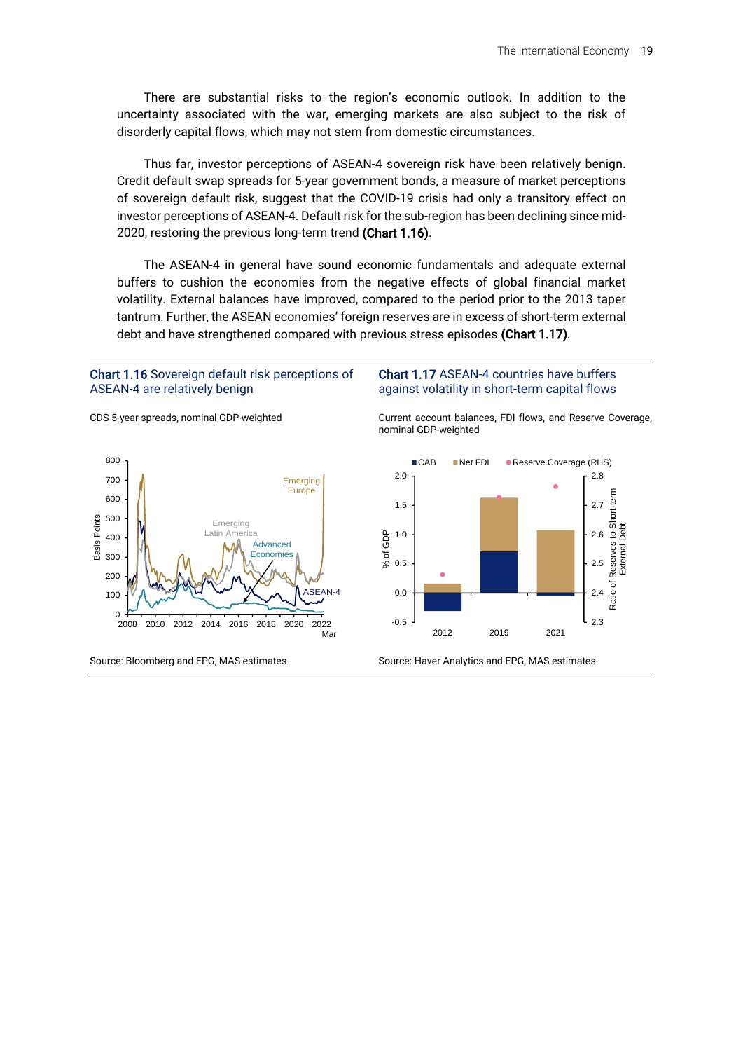There are substantial risks to the region's economic outlook. In addition to the uncertainty associated with the war, emerging markets are also subject to the risk of disorderly capital flows, which may not stem from domestic circumstances.

Thus far, investor perceptions of ASEAN-4 sovereign risk have been relatively benign. Credit default swap spreads for 5-year government bonds, a measure of market perceptions of sovereign default risk, suggest that the COVID-19 crisis had only a transitory effect on investor perceptions of ASEAN-4. Default risk for the sub-region has been declining since mid-2020, restoring the previous long-term trend **(Chart 1.16)**.

The ASEAN-4 in general have sound economic fundamentals and adequate external buffers to cushion the economies from the negative effects of global financial market volatility. External balances have improved, compared to the period prior to the 2013 taper tantrum. Further, the ASEAN economies' foreign reserves are in excess of short-term external debt and have strengthened compared with previous stress episodes **(Chart 1.17)**.

**Chart 1.16** Sovereign default risk perceptions of ASEAN-4 are relatively benign

CDS 5-year spreads, nominal GDP-weighted

Basis Points
800
700
600
500
400
300
200
100
0
2008 2010 2012 2014 2016 2018 2020 2022 Mar
Emerging Europe
Emerging Latin America
Advanced Economies
ASEAN-4

Source: Bloomberg and EPG, MAS estimates

**Chart 1.17** ASEAN-4 countries have buffers against volatility in short-term capital flows

Current account balances, FDI flows, and Reserve Coverage, nominal GDP-weighted

CAB
Net FDI
Reserve Coverage (RHS)
% of GDP
2.0
1.5
1.0
0.5
0.0
-0.5
Ratio of Reserves to Short-term External Debt
2.8
2.7
2.6
2.5
2.4
2.3
2012 2019 2021

Source: Haver Analytics and EPG, MAS estimates